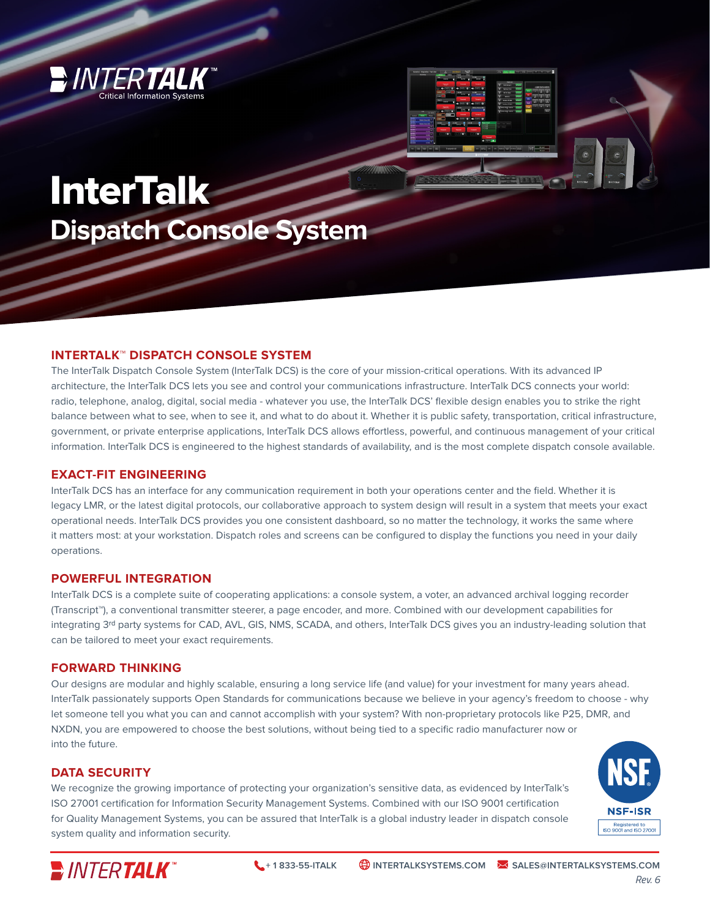# InterTalk

## Dispatch Console System

### INTERTALK™ DISPATCH CONSOLE SYSTEM

The InterTalk Dispatch Console System (InterTalk DCS) is the core of your mission-critical operations. With its advanced IP architecture, the InterTalk DCS lets you see and control your communications infrastructure. InterTalk DCS connects your world: radio, telephone, analog, digital, social media - whatever you use, the InterTalk DCS' flexible design enables you to strike the right balance between what to see, when to see it, and what to do about it. Whether it is public safety, transportation, critical infrastructure, government, or private enterprise applications, InterTalk DCS allows effortless, powerful, and continuous management of your critical information. InterTalk DCS is engineered to the highest standards of availability, and is the most complete dispatch console available.

### EXACT-FIT ENGINEERING

InterTalk DCS has an interface for any communication requirement in both your operations center and the field. Whether it is legacy LMR, or the latest digital protocols, our collaborative approach to system design will result in a system that meets your exact operational needs. InterTalk DCS provides you one consistent dashboard, so no matter the technology, it works the same where it matters most: at your workstation. Dispatch roles and screens can be configured to display the functions you need in your daily operations.

### POWERFUL INTEGRATION

InterTalk DCS is a complete suite of cooperating applications: a console system, a voter, an advanced archival logging recorder (Transcript™), a conventional transmitter steerer, a page encoder, and more. Combined with our development capabilities for integrating 3rd party systems for CAD, AVL, GIS, NMS, SCADA, and others, InterTalk DCS gives you an industry-leading solution that can be tailored to meet your exact requirements.

### FORWARD THINKING

Our designs are modular and highly scalable, ensuring a long service life (and value) for your investment for many years ahead. InterTalk passionately supports Open Standards for communications because we believe in your agency's freedom to choose - why let someone tell you what you can and cannot accomplish with your system? With non-proprietary protocols like P25, DMR, and NXDN, you are empowered to choose the best solutions, without being tied to a specific radio manufacturer now or into the future.

### DATA SECURITY

We recognize the growing importance of protecting your organization's sensitive data, as evidenced by InterTalk's ISO 27001 certification for Information Security Management Systems. Combined with our ISO 9001 certification for Quality Management Systems, you can be assured that InterTalk is a global industry leader in dispatch console system quality and information security.

NSF-ISR Registered to ISO 9001 and ISO 27001

+ 1 833-55-ITALK | INTERTALKSYSTEMS.COM | SALES@INTERTALKSYSTEMS.COM

Rev. 6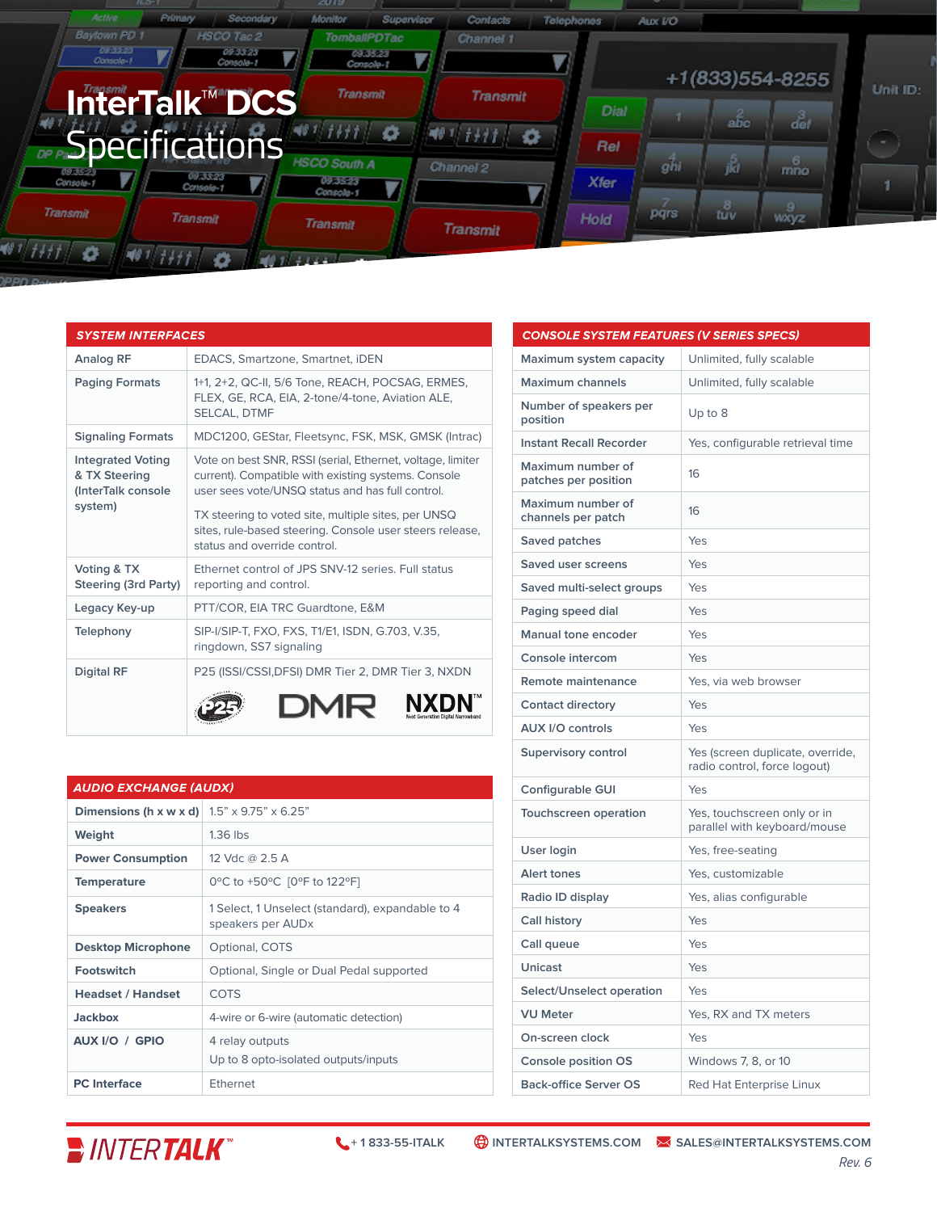# InterTalk™ DCS Specifications

| SYSTEM INTERFACES | |
|---|---|
| Analog RF | EDACS, Smartzone, Smartnet, iDEN |
| Paging Formats | 1+1, 2+2, QC-II, 5/6 Tone, REACH, POCSAG, ERMES, FLEX, GE, RCA, EIA, 2-tone/4-tone, Aviation ALE, SELCAL, DTMF |
| Signaling Formats | MDC1200, GEStar, Fleetsync, FSK, MSK, GMSK (Intrac) |
| Integrated Voting & TX Steering (InterTalk console system) | Vote on best SNR, RSSI (serial, Ethernet, voltage, limiter current). Compatible with existing systems. Console user sees vote/UNSQ status and has full control.<br><br>TX steering to voted site, multiple sites, per UNSQ sites, rule-based steering. Console user steers release, status and override control. |
| Voting & TX Steering (3rd Party) | Ethernet control of JPS SNV-12 series. Full status reporting and control. |
| Legacy Key-up | PTT/COR, EIA TRC Guardtone, E&M |
| Telephony | SIP-I/SIP-T, FXO, FXS, T1/E1, ISDN, G.703, V.35, ringdown, SS7 signaling |
| Digital RF | P25 (ISSI/CSSI,DFSI) DMR Tier 2, DMR Tier 3, NXDN |

| AUDIO EXCHANGE (AUDX) | |
|---|---|
| Dimensions (h x w x d) | 1.5" x 9.75" x 6.25" |
| Weight | 1.36 lbs |
| Power Consumption | 12 Vdc @ 2.5 A |
| Temperature | 0°C to +50°C [0°F to 122°F] |
| Speakers | 1 Select, 1 Unselect (standard), expandable to 4 speakers per AUDx |
| Desktop Microphone | Optional, COTS |
| Footswitch | Optional, Single or Dual Pedal supported |
| Headset / Handset | COTS |
| Jackbox | 4-wire or 6-wire (automatic detection) |
| AUX I/O / GPIO | 4 relay outputs<br>Up to 8 opto-isolated outputs/inputs |
| PC Interface | Ethernet |

| CONSOLE SYSTEM FEATURES (V SERIES SPECS) | |
|---|---|
| Maximum system capacity | Unlimited, fully scalable |
| Maximum channels | Unlimited, fully scalable |
| Number of speakers per position | Up to 8 |
| Instant Recall Recorder | Yes, configurable retrieval time |
| Maximum number of patches per position | 16 |
| Maximum number of channels per patch | 16 |
| Saved patches | Yes |
| Saved user screens | Yes |
| Saved multi-select groups | Yes |
| Paging speed dial | Yes |
| Manual tone encoder | Yes |
| Console intercom | Yes |
| Remote maintenance | Yes, via web browser |
| Contact directory | Yes |
| AUX I/O controls | Yes |
| Supervisory control | Yes (screen duplicate, override, radio control, force logout) |
| Configurable GUI | Yes |
| Touchscreen operation | Yes, touchscreen only or in parallel with keyboard/mouse |
| User login | Yes, free-seating |
| Alert tones | Yes, customizable |
| Radio ID display | Yes, alias configurable |
| Call history | Yes |
| Call queue | Yes |
| Unicast | Yes |
| Select/Unselect operation | Yes |
| VU Meter | Yes, RX and TX meters |
| On-screen clock | Yes |
| Console position OS | Windows 7, 8, or 10 |
| Back-office Server OS | Red Hat Enterprise Linux |

INTERTALK™ + 1 833-55-ITALK INTERTALKSYSTEMS.COM SALES@INTERTALKSYSTEMS.COM

Rev. 6